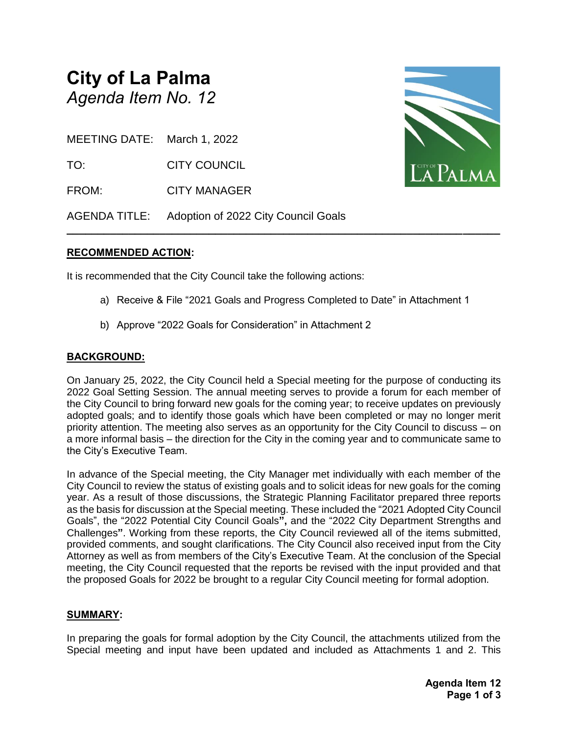# City of La Palma

*Agenda Item No. 12*

MEETING DATE: March 1, 2022

TO: CITY COUNCIL

FROM: CITY MANAGER

AGENDA TITLE: Adoption of 2022 City Council Goals

---

## RECOMMENDED ACTION:

It is recommended that the City Council take the following actions:

a) Receive & File "2021 Goals and Progress Completed to Date" in Attachment 1

b) Approve "2022 Goals for Consideration" in Attachment 2

## BACKGROUND:

On January 25, 2022, the City Council held a Special meeting for the purpose of conducting its 2022 Goal Setting Session. The annual meeting serves to provide a forum for each member of the City Council to bring forward new goals for the coming year; to receive updates on previously adopted goals; and to identify those goals which have been completed or may no longer merit priority attention. The meeting also serves as an opportunity for the City Council to discuss – on a more informal basis – the direction for the City in the coming year and to communicate same to the City's Executive Team.

In advance of the Special meeting, the City Manager met individually with each member of the City Council to review the status of existing goals and to solicit ideas for new goals for the coming year. As a result of those discussions, the Strategic Planning Facilitator prepared three reports as the basis for discussion at the Special meeting. These included the "2021 Adopted City Council Goals", the "2022 Potential City Council Goals**",** and the "2022 City Department Strengths and Challenges**"**. Working from these reports, the City Council reviewed all of the items submitted, provided comments, and sought clarifications. The City Council also received input from the City Attorney as well as from members of the City's Executive Team. At the conclusion of the Special meeting, the City Council requested that the reports be revised with the input provided and that the proposed Goals for 2022 be brought to a regular City Council meeting for formal adoption.

## SUMMARY:

In preparing the goals for formal adoption by the City Council, the attachments utilized from the Special meeting and input have been updated and included as Attachments 1 and 2. This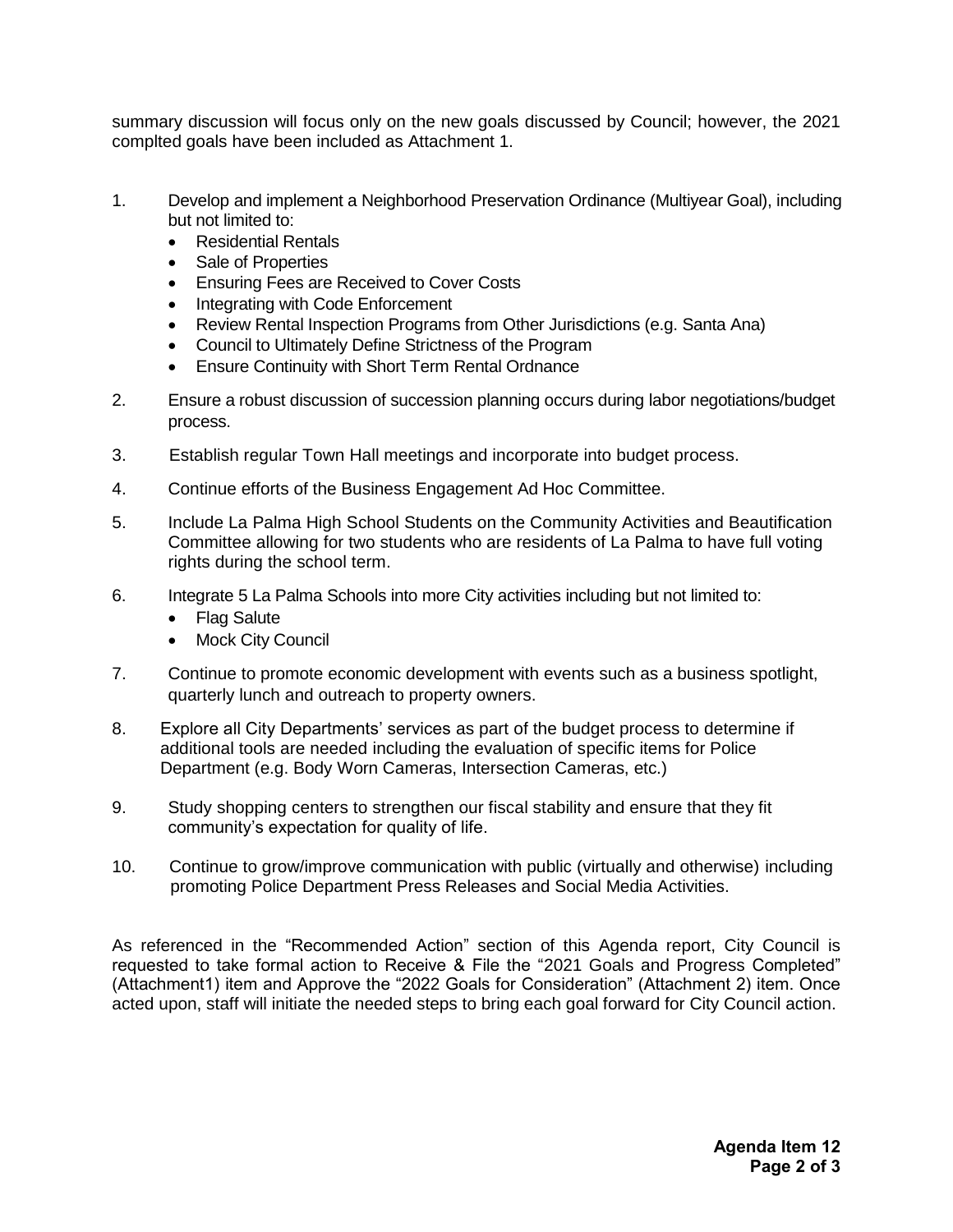summary discussion will focus only on the new goals discussed by Council; however, the 2021 complted goals have been included as Attachment 1.

1. Develop and implement a Neighborhood Preservation Ordinance (Multiyear Goal), including but not limited to:
   - Residential Rentals
   - Sale of Properties
   - Ensuring Fees are Received to Cover Costs
   - Integrating with Code Enforcement
   - Review Rental Inspection Programs from Other Jurisdictions (e.g. Santa Ana)
   - Council to Ultimately Define Strictness of the Program
   - Ensure Continuity with Short Term Rental Ordnance
2. Ensure a robust discussion of succession planning occurs during labor negotiations/budget process.
3. Establish regular Town Hall meetings and incorporate into budget process.
4. Continue efforts of the Business Engagement Ad Hoc Committee.
5. Include La Palma High School Students on the Community Activities and Beautification Committee allowing for two students who are residents of La Palma to have full voting rights during the school term.
6. Integrate 5 La Palma Schools into more City activities including but not limited to:
   - Flag Salute
   - Mock City Council
7. Continue to promote economic development with events such as a business spotlight, quarterly lunch and outreach to property owners.
8. Explore all City Departments' services as part of the budget process to determine if additional tools are needed including the evaluation of specific items for Police Department (e.g. Body Worn Cameras, Intersection Cameras, etc.)
9. Study shopping centers to strengthen our fiscal stability and ensure that they fit community's expectation for quality of life.
10. Continue to grow/improve communication with public (virtually and otherwise) including promoting Police Department Press Releases and Social Media Activities.

As referenced in the "Recommended Action" section of this Agenda report, City Council is requested to take formal action to Receive & File the "2021 Goals and Progress Completed" (Attachment1) item and Approve the "2022 Goals for Consideration" (Attachment 2) item. Once acted upon, staff will initiate the needed steps to bring each goal forward for City Council action.

**Agenda Item 12**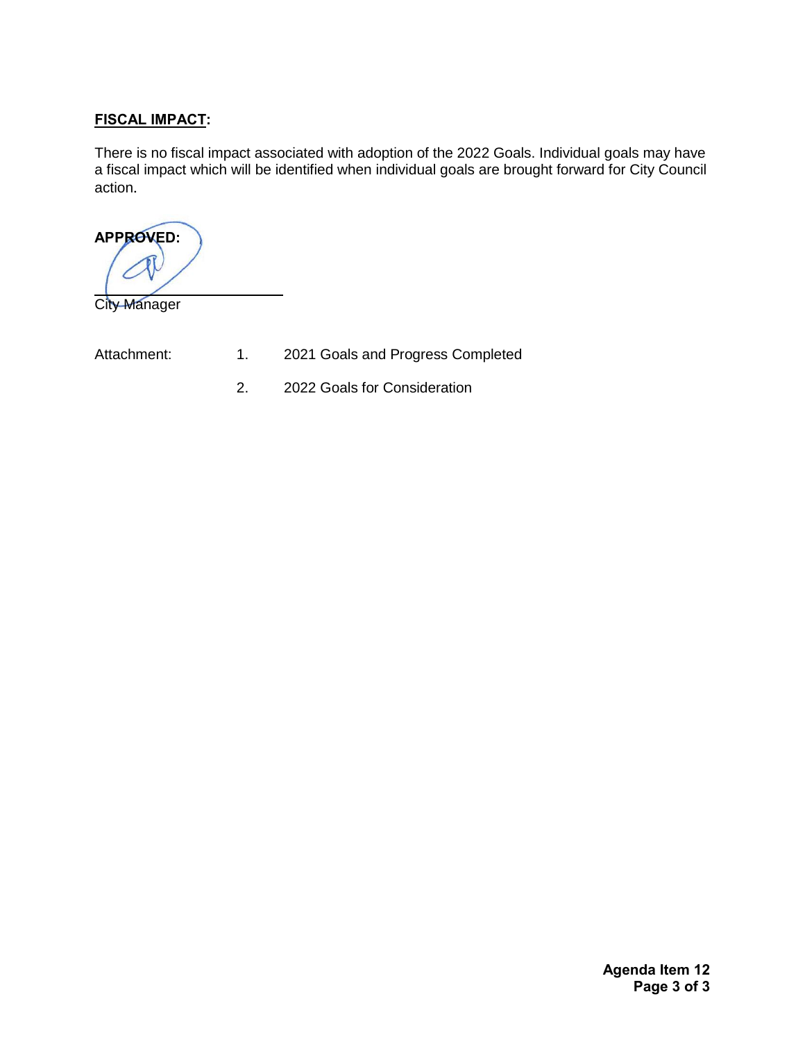**FISCAL IMPACT:**

There is no fiscal impact associated with adoption of the 2022 Goals. Individual goals may have a fiscal impact which will be identified when individual goals are brought forward for City Council action.

**APPROVED:**

\_\_\_\_\_\_\_\_\_\_\_\_\_\_\_\_\_\_\_\_\_\_\_\_\_\_\_\_

City Manager

Attachment:

1. 2021 Goals and Progress Completed
2. 2022 Goals for Consideration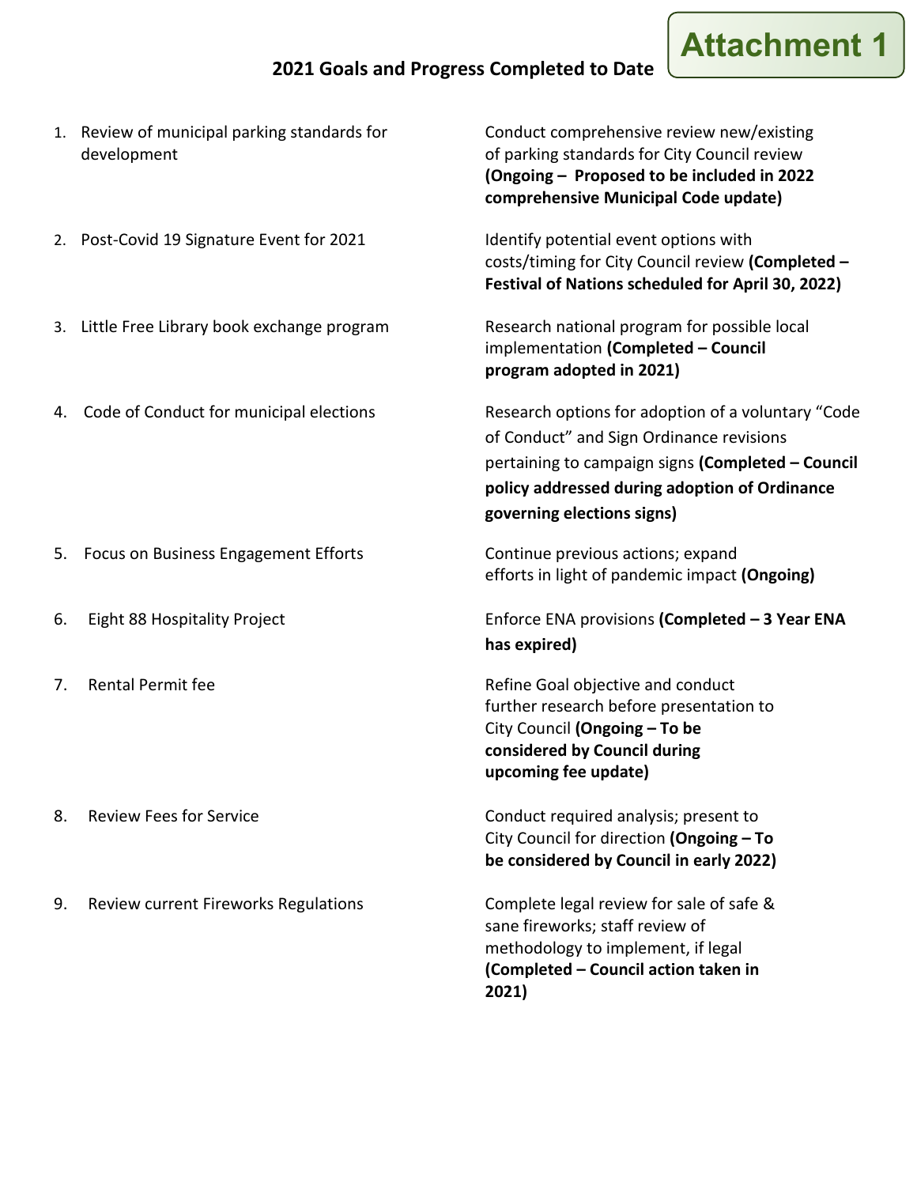Attachment 1

## 2021 Goals and Progress Completed to Date

| Goal | Action / Status |
| --- | --- |
| 1. Review of municipal parking standards for development | Conduct comprehensive review new/existing of parking standards for City Council review **(Ongoing – Proposed to be included in 2022 comprehensive Municipal Code update)** |
| 2. Post-Covid 19 Signature Event for 2021 | Identify potential event options with costs/timing for City Council review **(Completed – Festival of Nations scheduled for April 30, 2022)** |
| 3. Little Free Library book exchange program | Research national program for possible local implementation **(Completed – Council program adopted in 2021)** |
| 4. Code of Conduct for municipal elections | Research options for adoption of a voluntary "Code of Conduct" and Sign Ordinance revisions pertaining to campaign signs **(Completed – Council policy addressed during adoption of Ordinance governing elections signs)** |
| 5. Focus on Business Engagement Efforts | Continue previous actions; expand efforts in light of pandemic impact **(Ongoing)** |
| 6. Eight 88 Hospitality Project | Enforce ENA provisions **(Completed – 3 Year ENA has expired)** |
| 7. Rental Permit fee | Refine Goal objective and conduct further research before presentation to City Council **(Ongoing – To be considered by Council during upcoming fee update)** |
| 8. Review Fees for Service | Conduct required analysis; present to City Council for direction **(Ongoing – To be considered by Council in early 2022)** |
| 9. Review current Fireworks Regulations | Complete legal review for sale of safe & sane fireworks; staff review of methodology to implement, if legal **(Completed – Council action taken in 2021)** |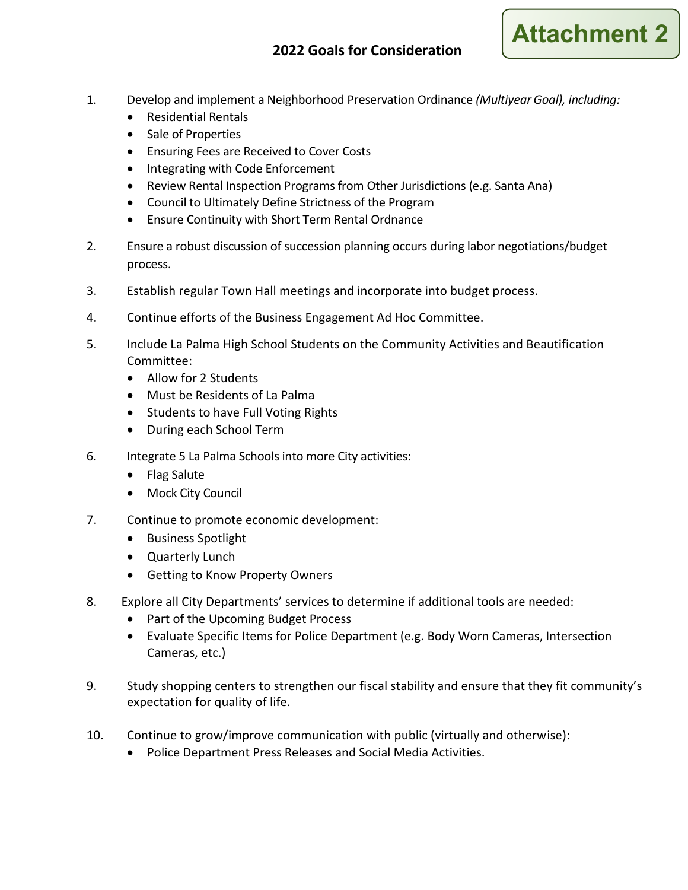Attachment 2

## 2022 Goals for Consideration

1. Develop and implement a Neighborhood Preservation Ordinance *(Multiyear Goal), including:*
   - Residential Rentals
   - Sale of Properties
   - Ensuring Fees are Received to Cover Costs
   - Integrating with Code Enforcement
   - Review Rental Inspection Programs from Other Jurisdictions (e.g. Santa Ana)
   - Council to Ultimately Define Strictness of the Program
   - Ensure Continuity with Short Term Rental Ordnance

2. Ensure a robust discussion of succession planning occurs during labor negotiations/budget process.

3. Establish regular Town Hall meetings and incorporate into budget process.

4. Continue efforts of the Business Engagement Ad Hoc Committee.

5. Include La Palma High School Students on the Community Activities and Beautification Committee:
   - Allow for 2 Students
   - Must be Residents of La Palma
   - Students to have Full Voting Rights
   - During each School Term

6. Integrate 5 La Palma Schools into more City activities:
   - Flag Salute
   - Mock City Council

7. Continue to promote economic development:
   - Business Spotlight
   - Quarterly Lunch
   - Getting to Know Property Owners

8. Explore all City Departments' services to determine if additional tools are needed:
   - Part of the Upcoming Budget Process
   - Evaluate Specific Items for Police Department (e.g. Body Worn Cameras, Intersection Cameras, etc.)

9. Study shopping centers to strengthen our fiscal stability and ensure that they fit community's expectation for quality of life.

10. Continue to grow/improve communication with public (virtually and otherwise):
    - Police Department Press Releases and Social Media Activities.